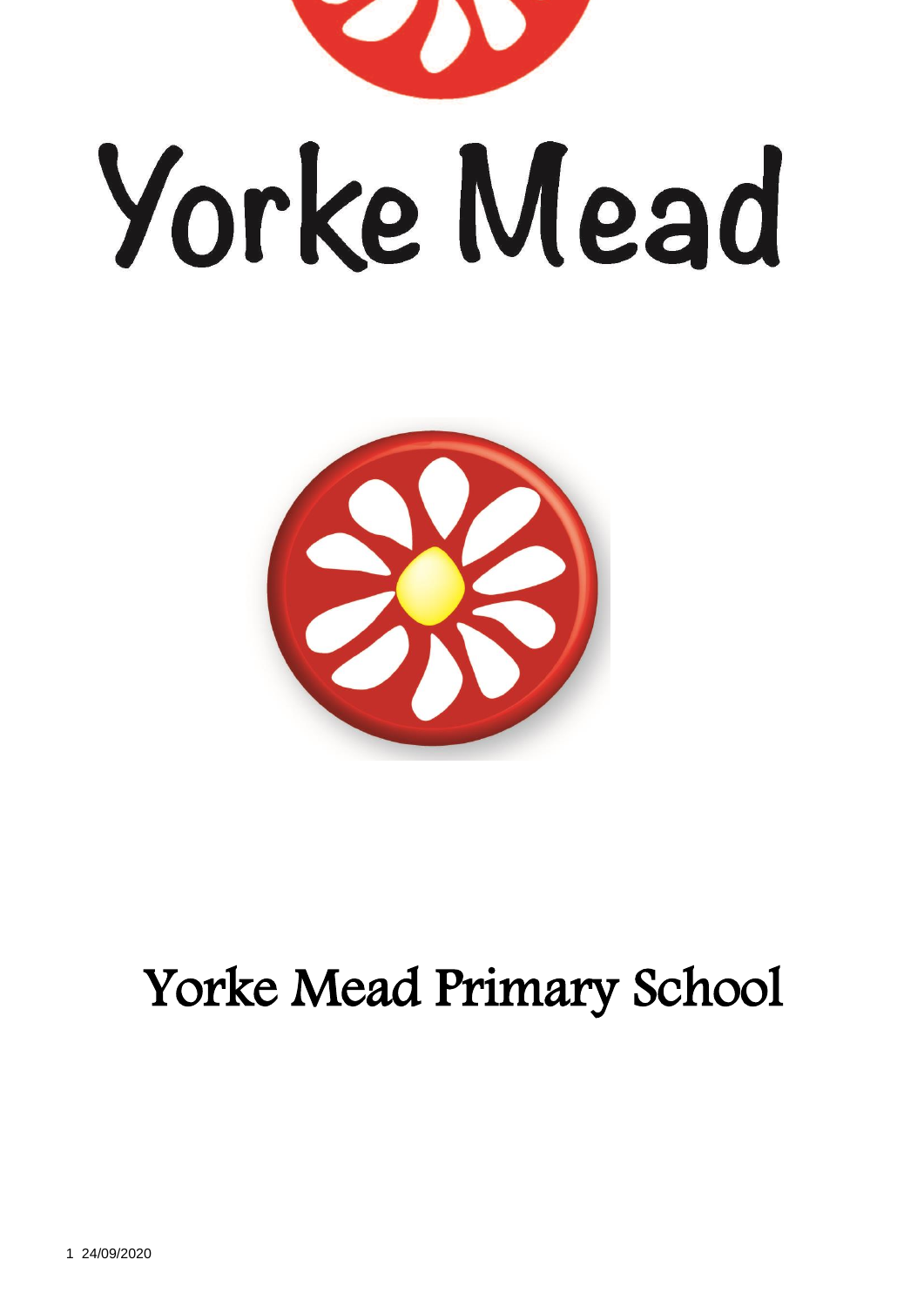# Yorke Mead

## Yorke Mead Primary School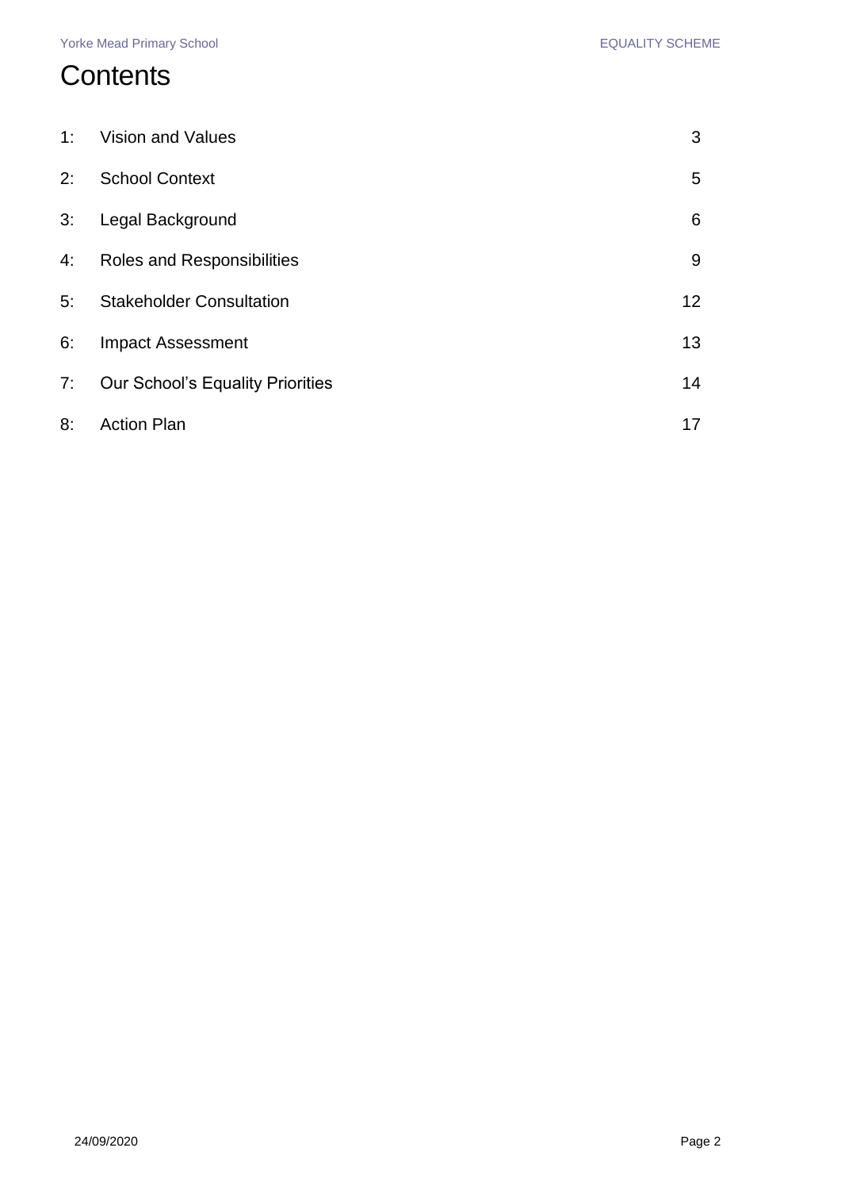# Contents

| | | |
|---|---|---|
| 1: | Vision and Values | 3 |
| 2: | School Context | 5 |
| 3: | Legal Background | 6 |
| 4: | Roles and Responsibilities | 9 |
| 5: | Stakeholder Consultation | 12 |
| 6: | Impact Assessment | 13 |
| 7: | Our School's Equality Priorities | 14 |
| 8: | Action Plan | 17 |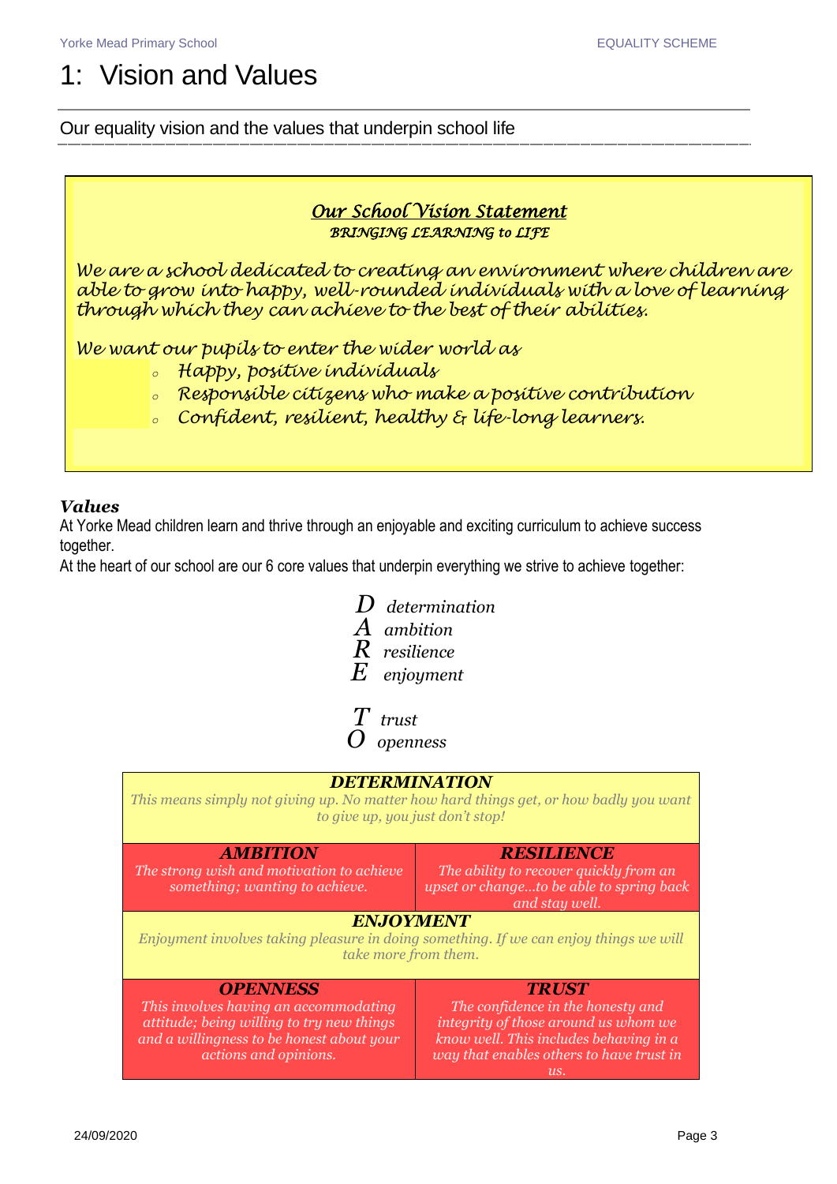# 1: Vision and Values

Our equality vision and the values that underpin school life

## *Our School Vision Statement*

***BRINGING LEARNING to LIFE***

*We are a school dedicated to creating an environment where children are able to grow into happy, well-rounded individuals with a love of learning through which they can achieve to the best of their abilities.*

*We want our pupils to enter the wider world as*

- *Happy, positive individuals*
- *Responsible citizens who make a positive contribution*
- *Confident, resilient, healthy & life-long learners.*

### *Values*

At Yorke Mead children learn and thrive through an enjoyable and exciting curriculum to achieve success together.

At the heart of our school are our 6 core values that underpin everything we strive to achieve together:

*D* *determination*
*A* *ambition*
*R* *resilience*
*E* *enjoyment*

*T* *trust*
*O* *openness*

| **DETERMINATION** | |
|---|---|
| *This means simply not giving up. No matter how hard things get, or how badly you want to give up, you just don't stop!* | |
| **AMBITION**<br>*The strong wish and motivation to achieve something; wanting to achieve.* | **RESILIENCE**<br>*The ability to recover quickly from an upset or change…to be able to spring back and stay well.* |
| **ENJOYMENT**<br>*Enjoyment involves taking pleasure in doing something. If we can enjoy things we will take more from them.* | |
| **OPENNESS**<br>*This involves having an accommodating attitude; being willing to try new things and a willingness to be honest about your actions and opinions.* | **TRUST**<br>*The confidence in the honesty and integrity of those around us whom we know well. This includes behaving in a way that enables others to have trust in us.* |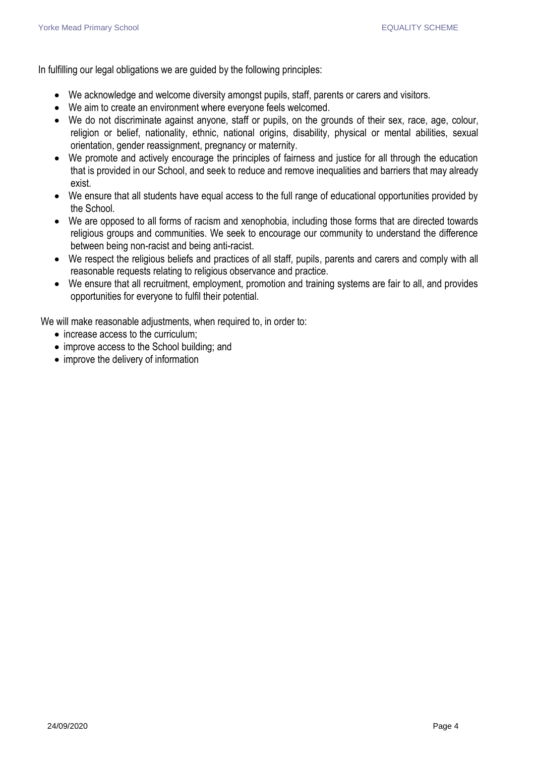In fulfilling our legal obligations we are guided by the following principles:

- We acknowledge and welcome diversity amongst pupils, staff, parents or carers and visitors.
- We aim to create an environment where everyone feels welcomed.
- We do not discriminate against anyone, staff or pupils, on the grounds of their sex, race, age, colour, religion or belief, nationality, ethnic, national origins, disability, physical or mental abilities, sexual orientation, gender reassignment, pregnancy or maternity.
- We promote and actively encourage the principles of fairness and justice for all through the education that is provided in our School, and seek to reduce and remove inequalities and barriers that may already exist.
- We ensure that all students have equal access to the full range of educational opportunities provided by the School.
- We are opposed to all forms of racism and xenophobia, including those forms that are directed towards religious groups and communities. We seek to encourage our community to understand the difference between being non-racist and being anti-racist.
- We respect the religious beliefs and practices of all staff, pupils, parents and carers and comply with all reasonable requests relating to religious observance and practice.
- We ensure that all recruitment, employment, promotion and training systems are fair to all, and provides opportunities for everyone to fulfil their potential.

We will make reasonable adjustments, when required to, in order to:

- increase access to the curriculum;
- improve access to the School building; and
- improve the delivery of information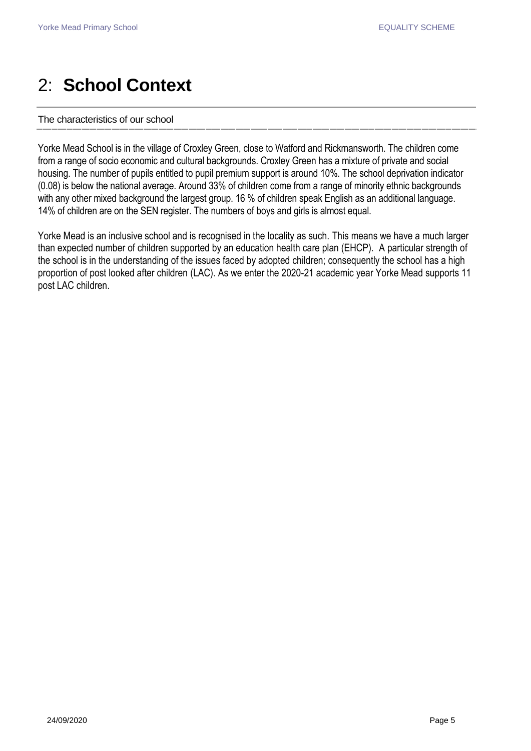# 2: **School Context**

## The characteristics of our school

Yorke Mead School is in the village of Croxley Green, close to Watford and Rickmansworth. The children come from a range of socio economic and cultural backgrounds. Croxley Green has a mixture of private and social housing. The number of pupils entitled to pupil premium support is around 10%. The school deprivation indicator (0.08) is below the national average. Around 33% of children come from a range of minority ethnic backgrounds with any other mixed background the largest group. 16 % of children speak English as an additional language. 14% of children are on the SEN register. The numbers of boys and girls is almost equal.

Yorke Mead is an inclusive school and is recognised in the locality as such. This means we have a much larger than expected number of children supported by an education health care plan (EHCP). A particular strength of the school is in the understanding of the issues faced by adopted children; consequently the school has a high proportion of post looked after children (LAC). As we enter the 2020-21 academic year Yorke Mead supports 11 post LAC children.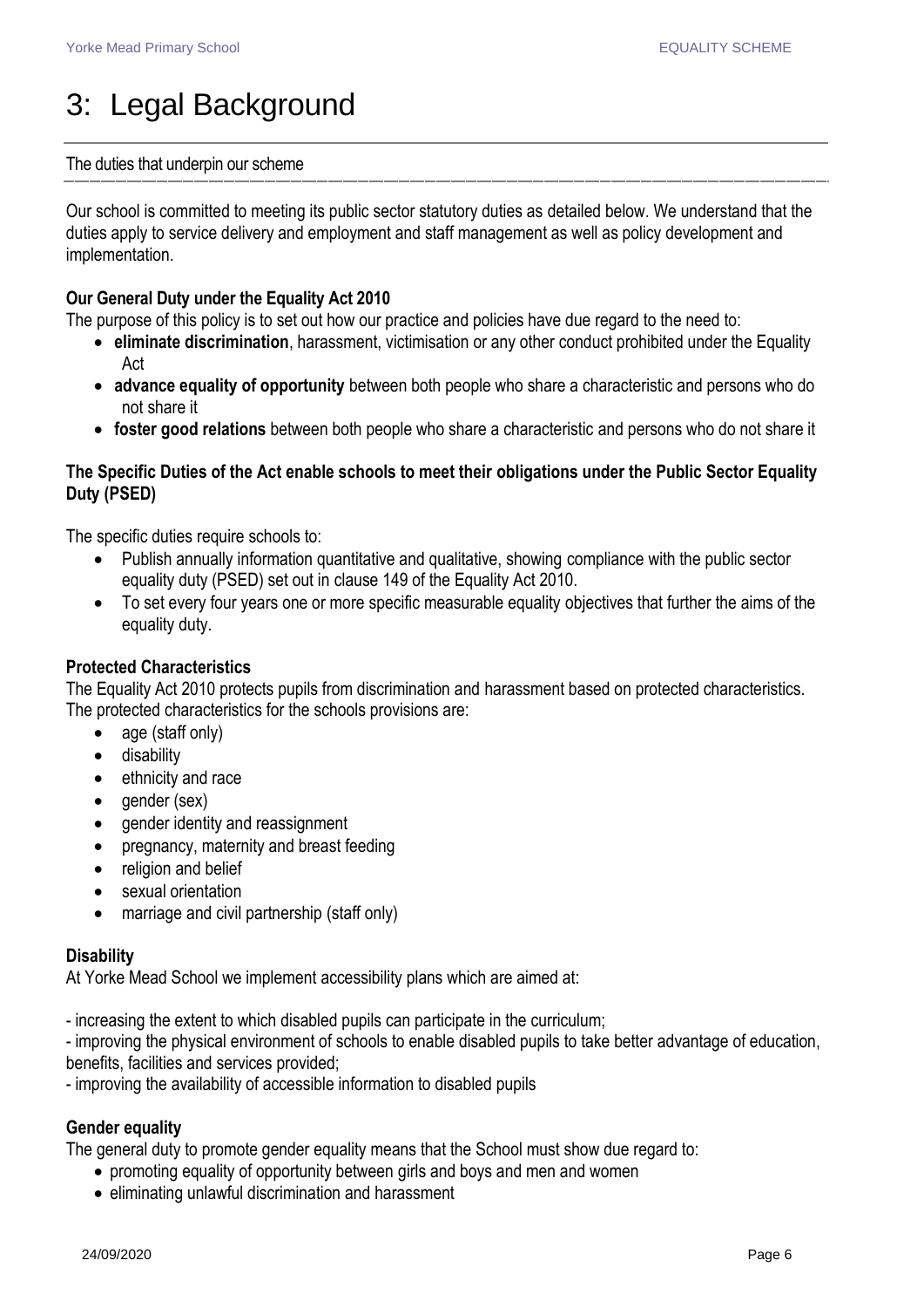# 3: Legal Background

The duties that underpin our scheme

Our school is committed to meeting its public sector statutory duties as detailed below. We understand that the duties apply to service delivery and employment and staff management as well as policy development and implementation.

**Our General Duty under the Equality Act 2010**

The purpose of this policy is to set out how our practice and policies have due regard to the need to:

- **eliminate discrimination**, harassment, victimisation or any other conduct prohibited under the Equality Act
- **advance equality of opportunity** between both people who share a characteristic and persons who do not share it
- **foster good relations** between both people who share a characteristic and persons who do not share it

**The Specific Duties of the Act enable schools to meet their obligations under the Public Sector Equality Duty (PSED)**

The specific duties require schools to:

- Publish annually information quantitative and qualitative, showing compliance with the public sector equality duty (PSED) set out in clause 149 of the Equality Act 2010.
- To set every four years one or more specific measurable equality objectives that further the aims of the equality duty.

**Protected Characteristics**

The Equality Act 2010 protects pupils from discrimination and harassment based on protected characteristics. The protected characteristics for the schools provisions are:

- age (staff only)
- disability
- ethnicity and race
- gender (sex)
- gender identity and reassignment
- pregnancy, maternity and breast feeding
- religion and belief
- sexual orientation
- marriage and civil partnership (staff only)

**Disability**

At Yorke Mead School we implement accessibility plans which are aimed at:

- increasing the extent to which disabled pupils can participate in the curriculum;
- improving the physical environment of schools to enable disabled pupils to take better advantage of education, benefits, facilities and services provided;
- improving the availability of accessible information to disabled pupils

**Gender equality**

The general duty to promote gender equality means that the School must show due regard to:

- promoting equality of opportunity between girls and boys and men and women
- eliminating unlawful discrimination and harassment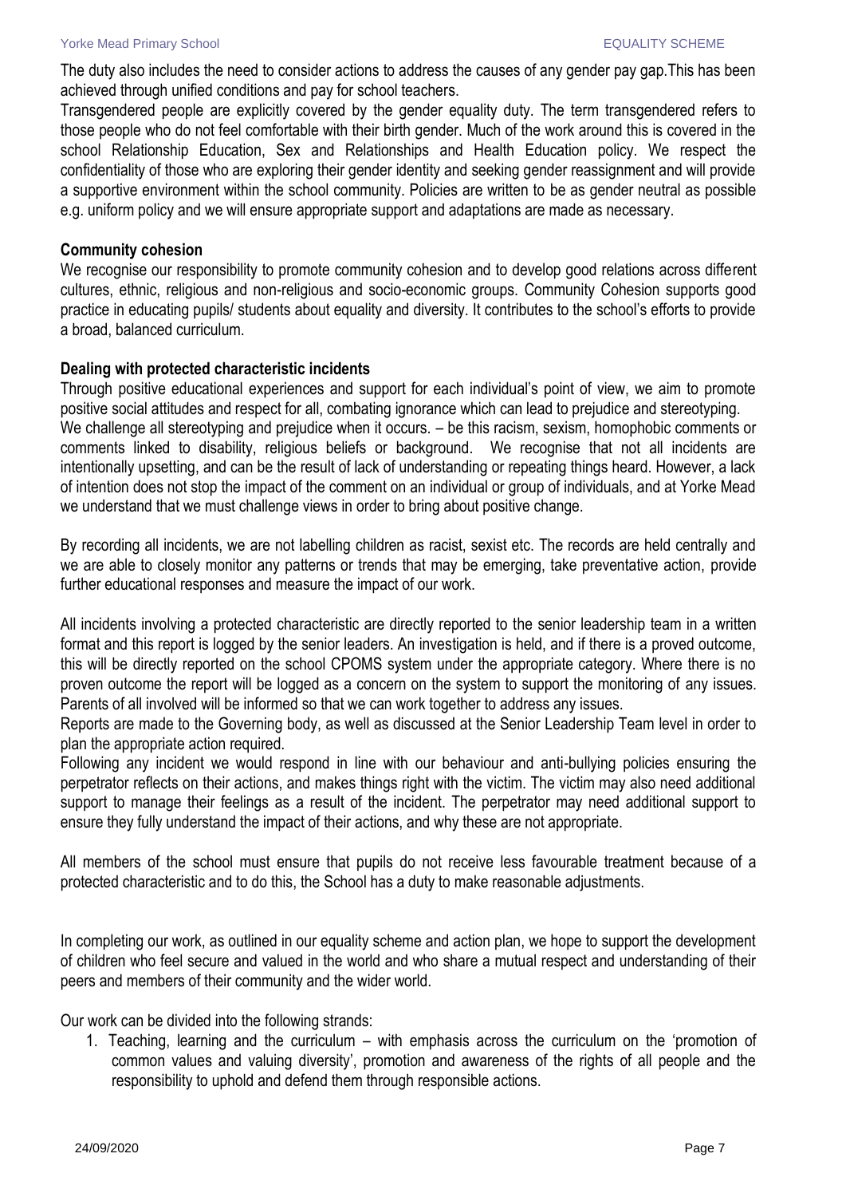The duty also includes the need to consider actions to address the causes of any gender pay gap.This has been achieved through unified conditions and pay for school teachers.

Transgendered people are explicitly covered by the gender equality duty. The term transgendered refers to those people who do not feel comfortable with their birth gender. Much of the work around this is covered in the school Relationship Education, Sex and Relationships and Health Education policy. We respect the confidentiality of those who are exploring their gender identity and seeking gender reassignment and will provide a supportive environment within the school community. Policies are written to be as gender neutral as possible e.g. uniform policy and we will ensure appropriate support and adaptations are made as necessary.

**Community cohesion**

We recognise our responsibility to promote community cohesion and to develop good relations across different cultures, ethnic, religious and non-religious and socio-economic groups. Community Cohesion supports good practice in educating pupils/ students about equality and diversity. It contributes to the school's efforts to provide a broad, balanced curriculum.

**Dealing with protected characteristic incidents**

Through positive educational experiences and support for each individual's point of view, we aim to promote positive social attitudes and respect for all, combating ignorance which can lead to prejudice and stereotyping.

We challenge all stereotyping and prejudice when it occurs. – be this racism, sexism, homophobic comments or comments linked to disability, religious beliefs or background. We recognise that not all incidents are intentionally upsetting, and can be the result of lack of understanding or repeating things heard. However, a lack of intention does not stop the impact of the comment on an individual or group of individuals, and at Yorke Mead we understand that we must challenge views in order to bring about positive change.

By recording all incidents, we are not labelling children as racist, sexist etc. The records are held centrally and we are able to closely monitor any patterns or trends that may be emerging, take preventative action, provide further educational responses and measure the impact of our work.

All incidents involving a protected characteristic are directly reported to the senior leadership team in a written format and this report is logged by the senior leaders. An investigation is held, and if there is a proved outcome, this will be directly reported on the school CPOMS system under the appropriate category. Where there is no proven outcome the report will be logged as a concern on the system to support the monitoring of any issues. Parents of all involved will be informed so that we can work together to address any issues.

Reports are made to the Governing body, as well as discussed at the Senior Leadership Team level in order to plan the appropriate action required.

Following any incident we would respond in line with our behaviour and anti-bullying policies ensuring the perpetrator reflects on their actions, and makes things right with the victim. The victim may also need additional support to manage their feelings as a result of the incident. The perpetrator may need additional support to ensure they fully understand the impact of their actions, and why these are not appropriate.

All members of the school must ensure that pupils do not receive less favourable treatment because of a protected characteristic and to do this, the School has a duty to make reasonable adjustments.

In completing our work, as outlined in our equality scheme and action plan, we hope to support the development of children who feel secure and valued in the world and who share a mutual respect and understanding of their peers and members of their community and the wider world.

Our work can be divided into the following strands:

1. Teaching, learning and the curriculum – with emphasis across the curriculum on the 'promotion of common values and valuing diversity', promotion and awareness of the rights of all people and the responsibility to uphold and defend them through responsible actions.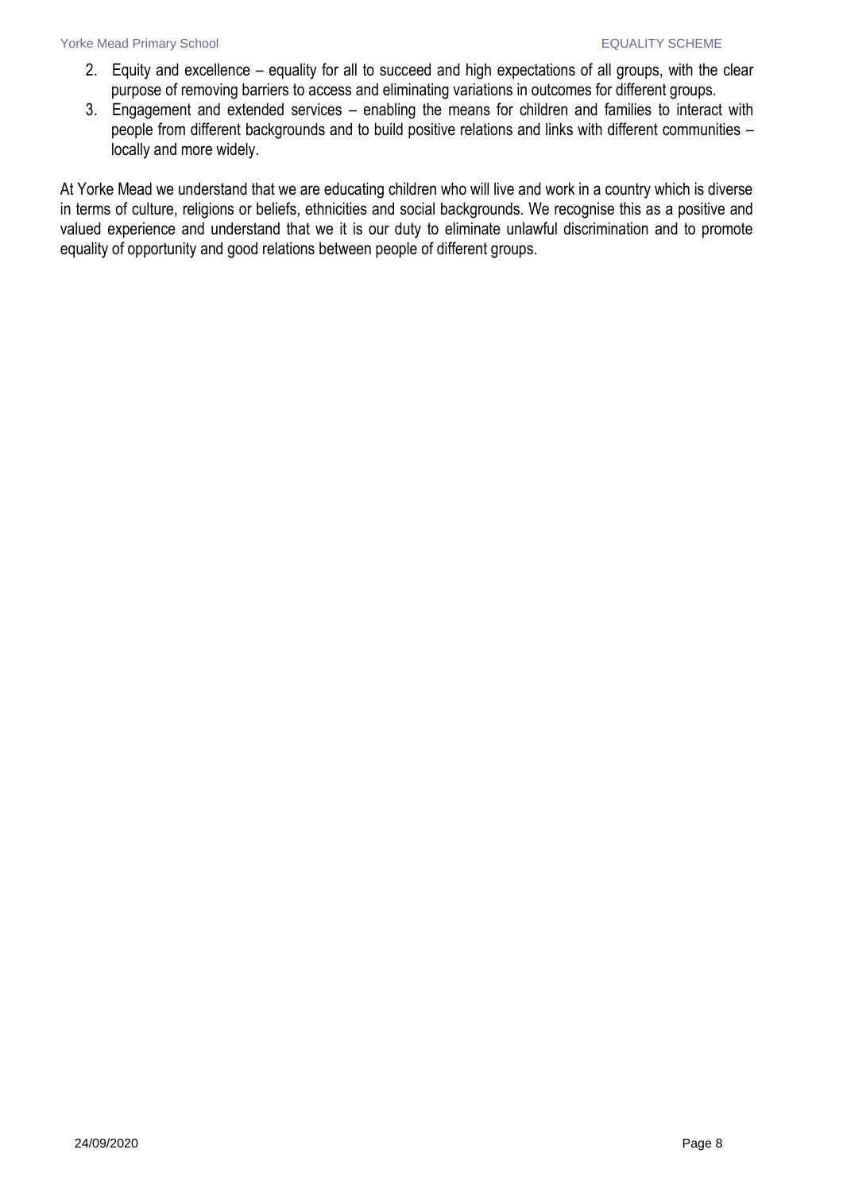2. Equity and excellence – equality for all to succeed and high expectations of all groups, with the clear purpose of removing barriers to access and eliminating variations in outcomes for different groups.
3. Engagement and extended services – enabling the means for children and families to interact with people from different backgrounds and to build positive relations and links with different communities – locally and more widely.

At Yorke Mead we understand that we are educating children who will live and work in a country which is diverse in terms of culture, religions or beliefs, ethnicities and social backgrounds. We recognise this as a positive and valued experience and understand that we it is our duty to eliminate unlawful discrimination and to promote equality of opportunity and good relations between people of different groups.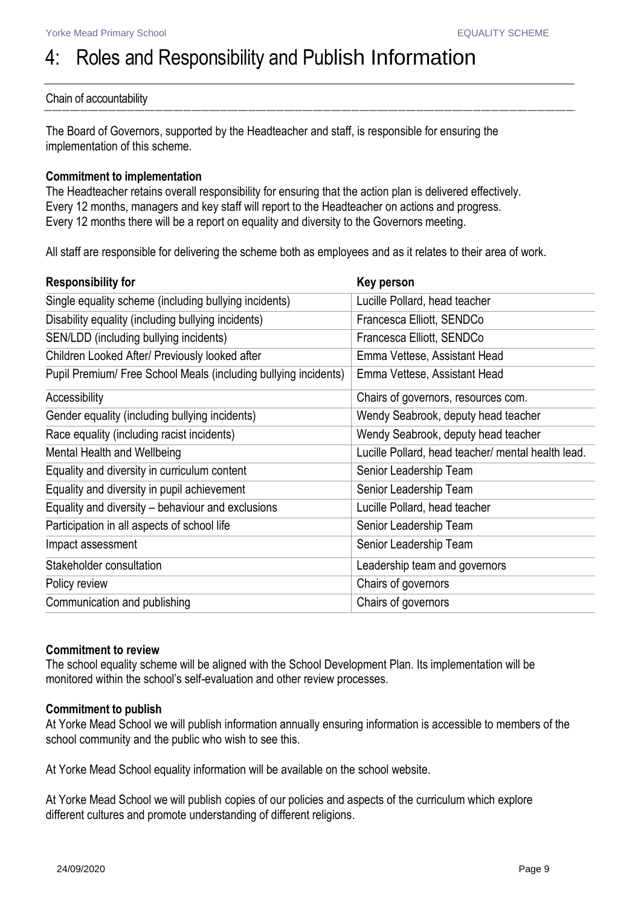# 4: Roles and Responsibility and Publish Information

## Chain of accountability

The Board of Governors, supported by the Headteacher and staff, is responsible for ensuring the implementation of this scheme.

**Commitment to implementation**

The Headteacher retains overall responsibility for ensuring that the action plan is delivered effectively.
Every 12 months, managers and key staff will report to the Headteacher on actions and progress.
Every 12 months there will be a report on equality and diversity to the Governors meeting.

All staff are responsible for delivering the scheme both as employees and as it relates to their area of work.

| Responsibility for | Key person |
|---|---|
| Single equality scheme (including bullying incidents) | Lucille Pollard, head teacher |
| Disability equality (including bullying incidents) | Francesca Elliott, SENDCo |
| SEN/LDD (including bullying incidents) | Francesca Elliott, SENDCo |
| Children Looked After/ Previously looked after | Emma Vettese, Assistant Head |
| Pupil Premium/ Free School Meals (including bullying incidents) | Emma Vettese, Assistant Head |
| Accessibility | Chairs of governors, resources com. |
| Gender equality (including bullying incidents) | Wendy Seabrook, deputy head teacher |
| Race equality (including racist incidents) | Wendy Seabrook, deputy head teacher |
| Mental Health and Wellbeing | Lucille Pollard, head teacher/ mental health lead. |
| Equality and diversity in curriculum content | Senior Leadership Team |
| Equality and diversity in pupil achievement | Senior Leadership Team |
| Equality and diversity – behaviour and exclusions | Lucille Pollard, head teacher |
| Participation in all aspects of school life | Senior Leadership Team |
| Impact assessment | Senior Leadership Team |
| Stakeholder consultation | Leadership team and governors |
| Policy review | Chairs of governors |
| Communication and publishing | Chairs of governors |

**Commitment to review**

The school equality scheme will be aligned with the School Development Plan. Its implementation will be monitored within the school's self-evaluation and other review processes.

**Commitment to publish**

At Yorke Mead School we will publish information annually ensuring information is accessible to members of the school community and the public who wish to see this.

At Yorke Mead School equality information will be available on the school website.

At Yorke Mead School we will publish copies of our policies and aspects of the curriculum which explore different cultures and promote understanding of different religions.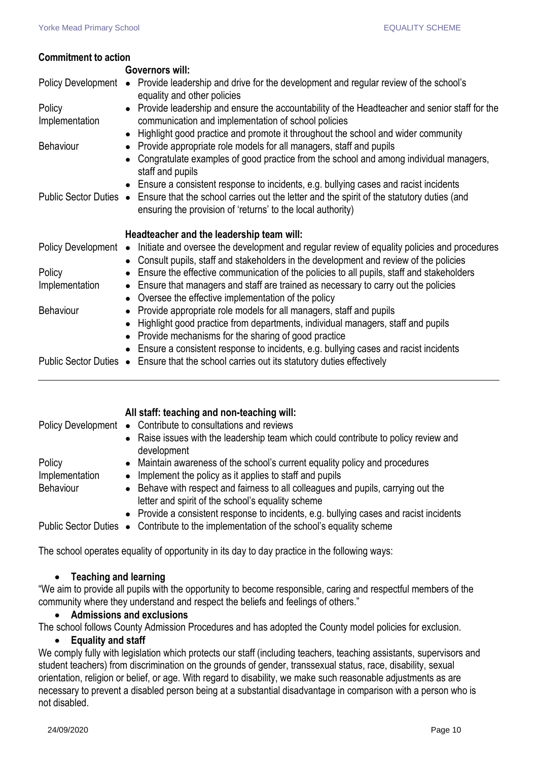**Commitment to action**

| | **Governors will:** |
|---|---|
| Policy Development | • Provide leadership and drive for the development and regular review of the school's equality and other policies |
| Policy Implementation | • Provide leadership and ensure the accountability of the Headteacher and senior staff for the communication and implementation of school policies<br>• Highlight good practice and promote it throughout the school and wider community |
| Behaviour | • Provide appropriate role models for all managers, staff and pupils<br>• Congratulate examples of good practice from the school and among individual managers, staff and pupils<br>• Ensure a consistent response to incidents, e.g. bullying cases and racist incidents |
| Public Sector Duties | • Ensure that the school carries out the letter and the spirit of the statutory duties (and ensuring the provision of 'returns' to the local authority) |
| | **Headteacher and the leadership team will:** |
| Policy Development | • Initiate and oversee the development and regular review of equality policies and procedures<br>• Consult pupils, staff and stakeholders in the development and review of the policies |
| Policy Implementation | • Ensure the effective communication of the policies to all pupils, staff and stakeholders<br>• Ensure that managers and staff are trained as necessary to carry out the policies<br>• Oversee the effective implementation of the policy |
| Behaviour | • Provide appropriate role models for all managers, staff and pupils<br>• Highlight good practice from departments, individual managers, staff and pupils<br>• Provide mechanisms for the sharing of good practice<br>• Ensure a consistent response to incidents, e.g. bullying cases and racist incidents |
| Public Sector Duties | • Ensure that the school carries out its statutory duties effectively |

| | **All staff: teaching and non-teaching will:** |
|---|---|
| Policy Development | • Contribute to consultations and reviews<br>• Raise issues with the leadership team which could contribute to policy review and development |
| Policy Implementation | • Maintain awareness of the school's current equality policy and procedures<br>• Implement the policy as it applies to staff and pupils |
| Behaviour | • Behave with respect and fairness to all colleagues and pupils, carrying out the letter and spirit of the school's equality scheme<br>• Provide a consistent response to incidents, e.g. bullying cases and racist incidents |
| Public Sector Duties | • Contribute to the implementation of the school's equality scheme |

The school operates equality of opportunity in its day to day practice in the following ways:

- **Teaching and learning**

"We aim to provide all pupils with the opportunity to become responsible, caring and respectful members of the community where they understand and respect the beliefs and feelings of others."

- **Admissions and exclusions**

The school follows County Admission Procedures and has adopted the County model policies for exclusion.

- **Equality and staff**

We comply fully with legislation which protects our staff (including teachers, teaching assistants, supervisors and student teachers) from discrimination on the grounds of gender, transsexual status, race, disability, sexual orientation, religion or belief, or age. With regard to disability, we make such reasonable adjustments as are necessary to prevent a disabled person being at a substantial disadvantage in comparison with a person who is not disabled.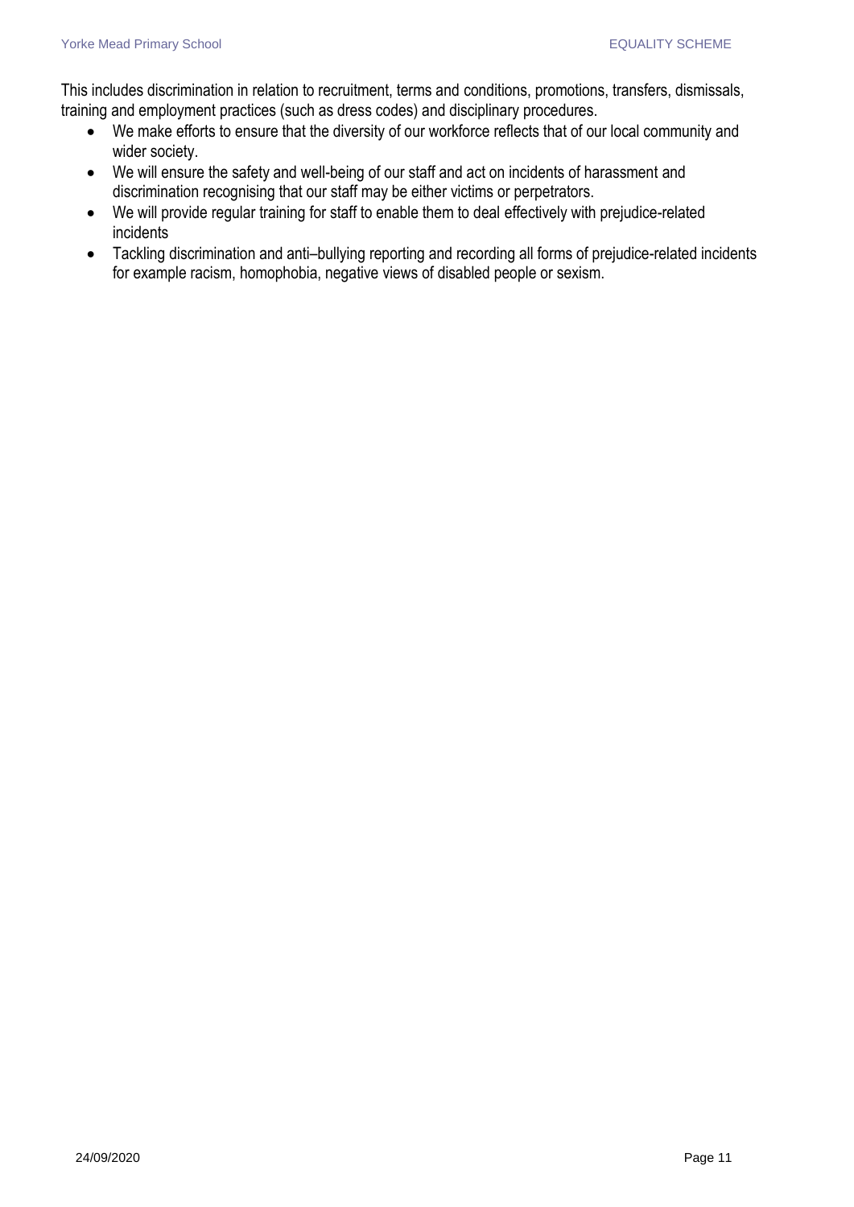This includes discrimination in relation to recruitment, terms and conditions, promotions, transfers, dismissals, training and employment practices (such as dress codes) and disciplinary procedures.

- We make efforts to ensure that the diversity of our workforce reflects that of our local community and wider society.
- We will ensure the safety and well-being of our staff and act on incidents of harassment and discrimination recognising that our staff may be either victims or perpetrators.
- We will provide regular training for staff to enable them to deal effectively with prejudice-related incidents
- Tackling discrimination and anti–bullying reporting and recording all forms of prejudice-related incidents for example racism, homophobia, negative views of disabled people or sexism.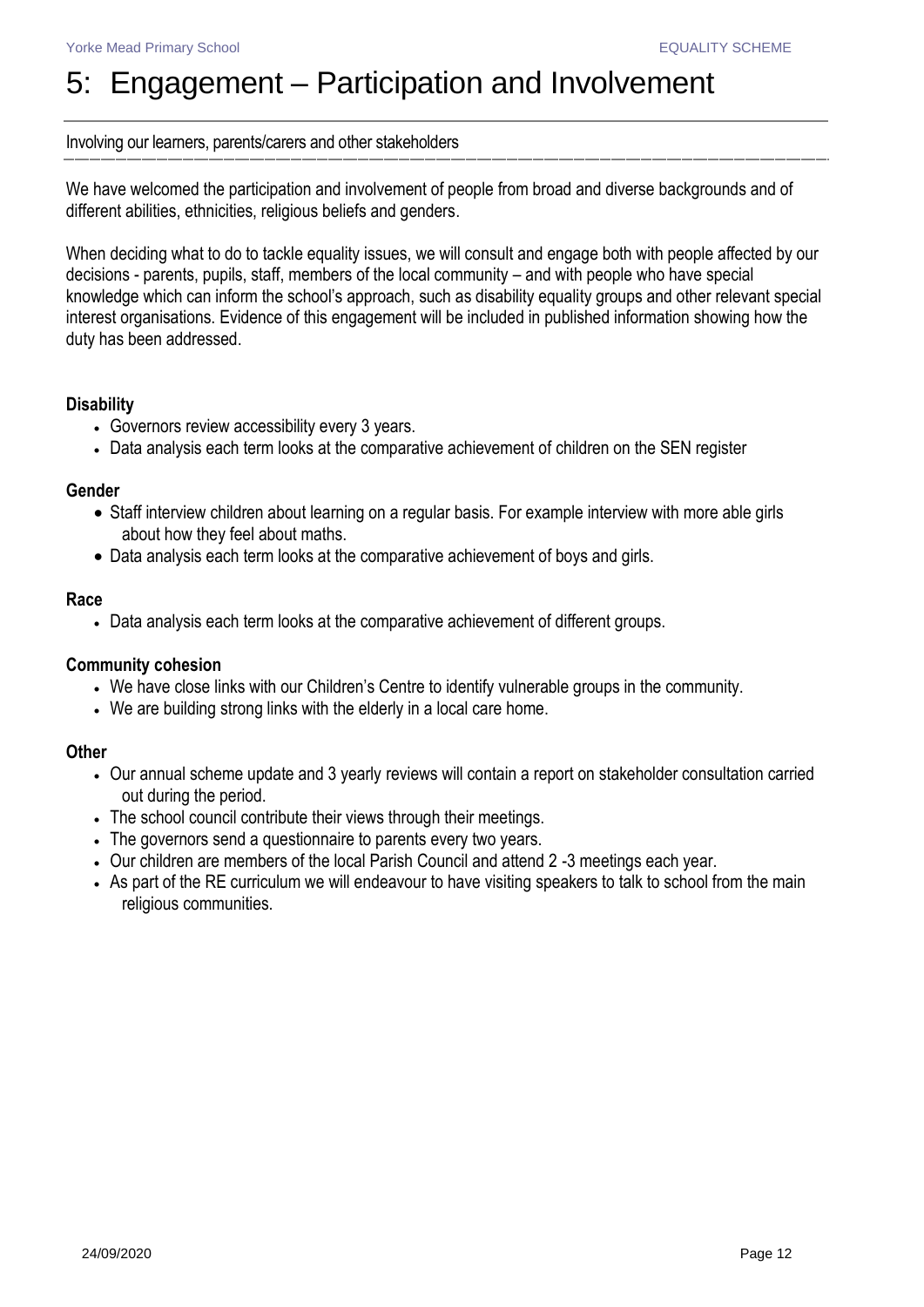# 5: Engagement – Participation and Involvement

Involving our learners, parents/carers and other stakeholders

We have welcomed the participation and involvement of people from broad and diverse backgrounds and of different abilities, ethnicities, religious beliefs and genders.

When deciding what to do to tackle equality issues, we will consult and engage both with people affected by our decisions - parents, pupils, staff, members of the local community – and with people who have special knowledge which can inform the school's approach, such as disability equality groups and other relevant special interest organisations. Evidence of this engagement will be included in published information showing how the duty has been addressed.

**Disability**

- Governors review accessibility every 3 years.
- Data analysis each term looks at the comparative achievement of children on the SEN register

**Gender**

- Staff interview children about learning on a regular basis. For example interview with more able girls about how they feel about maths.
- Data analysis each term looks at the comparative achievement of boys and girls.

**Race**

- Data analysis each term looks at the comparative achievement of different groups.

**Community cohesion**

- We have close links with our Children's Centre to identify vulnerable groups in the community.
- We are building strong links with the elderly in a local care home.

**Other**

- Our annual scheme update and 3 yearly reviews will contain a report on stakeholder consultation carried out during the period.
- The school council contribute their views through their meetings.
- The governors send a questionnaire to parents every two years.
- Our children are members of the local Parish Council and attend 2 -3 meetings each year.
- As part of the RE curriculum we will endeavour to have visiting speakers to talk to school from the main religious communities.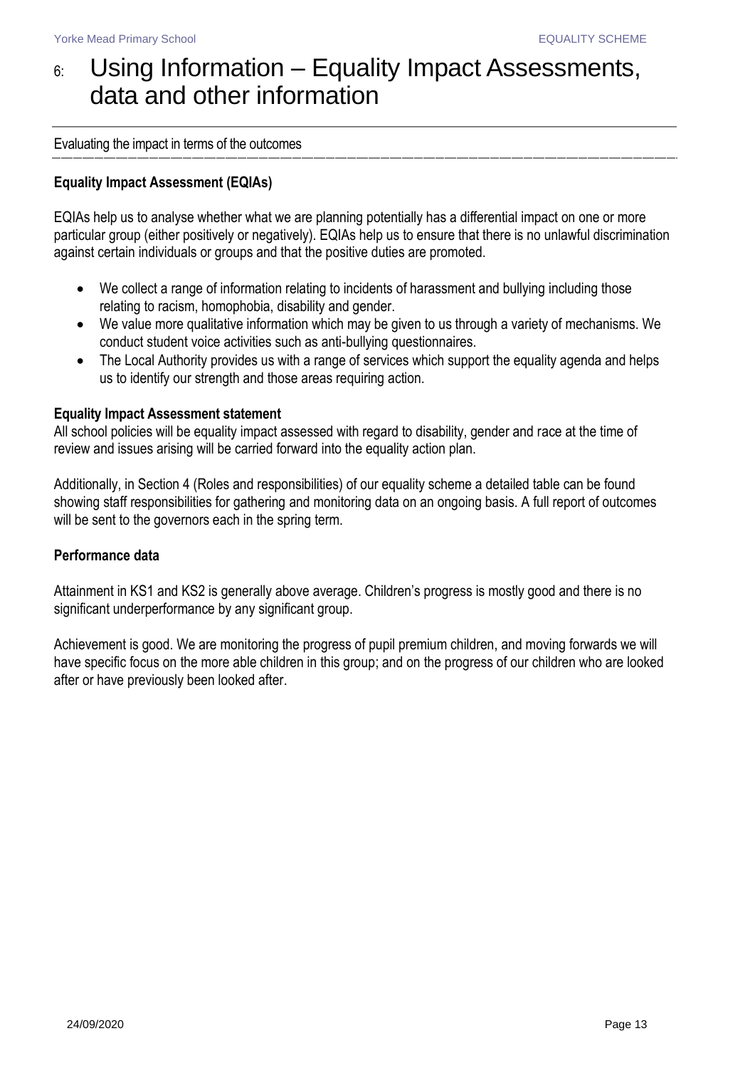# 6: Using Information – Equality Impact Assessments, data and other information

Evaluating the impact in terms of the outcomes

**Equality Impact Assessment (EQIAs)**

EQIAs help us to analyse whether what we are planning potentially has a differential impact on one or more particular group (either positively or negatively). EQIAs help us to ensure that there is no unlawful discrimination against certain individuals or groups and that the positive duties are promoted.

- We collect a range of information relating to incidents of harassment and bullying including those relating to racism, homophobia, disability and gender.
- We value more qualitative information which may be given to us through a variety of mechanisms. We conduct student voice activities such as anti-bullying questionnaires.
- The Local Authority provides us with a range of services which support the equality agenda and helps us to identify our strength and those areas requiring action.

**Equality Impact Assessment statement**

All school policies will be equality impact assessed with regard to disability, gender and race at the time of review and issues arising will be carried forward into the equality action plan.

Additionally, in Section 4 (Roles and responsibilities) of our equality scheme a detailed table can be found showing staff responsibilities for gathering and monitoring data on an ongoing basis. A full report of outcomes will be sent to the governors each in the spring term.

**Performance data**

Attainment in KS1 and KS2 is generally above average. Children's progress is mostly good and there is no significant underperformance by any significant group.

Achievement is good. We are monitoring the progress of pupil premium children, and moving forwards we will have specific focus on the more able children in this group; and on the progress of our children who are looked after or have previously been looked after.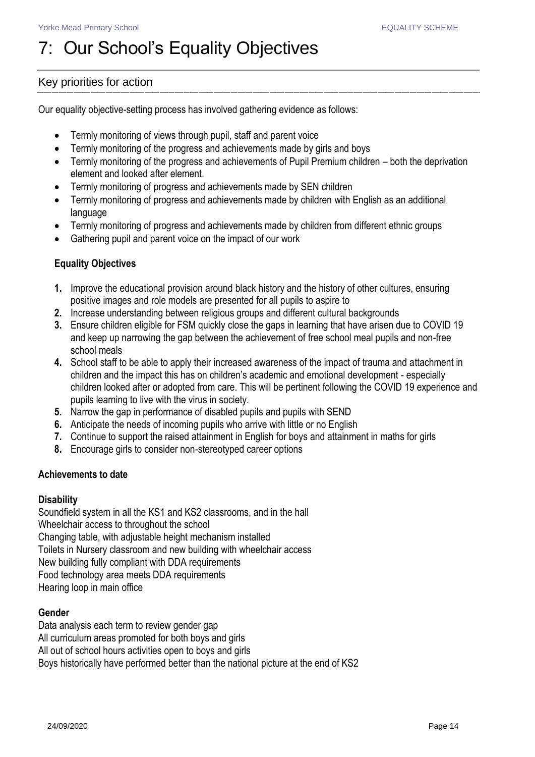# 7: Our School's Equality Objectives

## Key priorities for action

Our equality objective-setting process has involved gathering evidence as follows:

- Termly monitoring of views through pupil, staff and parent voice
- Termly monitoring of the progress and achievements made by girls and boys
- Termly monitoring of the progress and achievements of Pupil Premium children – both the deprivation element and looked after element.
- Termly monitoring of progress and achievements made by SEN children
- Termly monitoring of progress and achievements made by children with English as an additional language
- Termly monitoring of progress and achievements made by children from different ethnic groups
- Gathering pupil and parent voice on the impact of our work

**Equality Objectives**

1. Improve the educational provision around black history and the history of other cultures, ensuring positive images and role models are presented for all pupils to aspire to
2. Increase understanding between religious groups and different cultural backgrounds
3. Ensure children eligible for FSM quickly close the gaps in learning that have arisen due to COVID 19 and keep up narrowing the gap between the achievement of free school meal pupils and non-free school meals
4. School staff to be able to apply their increased awareness of the impact of trauma and attachment in children and the impact this has on children's academic and emotional development - especially children looked after or adopted from care. This will be pertinent following the COVID 19 experience and pupils learning to live with the virus in society.
5. Narrow the gap in performance of disabled pupils and pupils with SEND
6. Anticipate the needs of incoming pupils who arrive with little or no English
7. Continue to support the raised attainment in English for boys and attainment in maths for girls
8. Encourage girls to consider non-stereotyped career options

**Achievements to date**

**Disability**

Soundfield system in all the KS1 and KS2 classrooms, and in the hall
Wheelchair access to throughout the school
Changing table, with adjustable height mechanism installed
Toilets in Nursery classroom and new building with wheelchair access
New building fully compliant with DDA requirements
Food technology area meets DDA requirements
Hearing loop in main office

**Gender**

Data analysis each term to review gender gap
All curriculum areas promoted for both boys and girls
All out of school hours activities open to boys and girls
Boys historically have performed better than the national picture at the end of KS2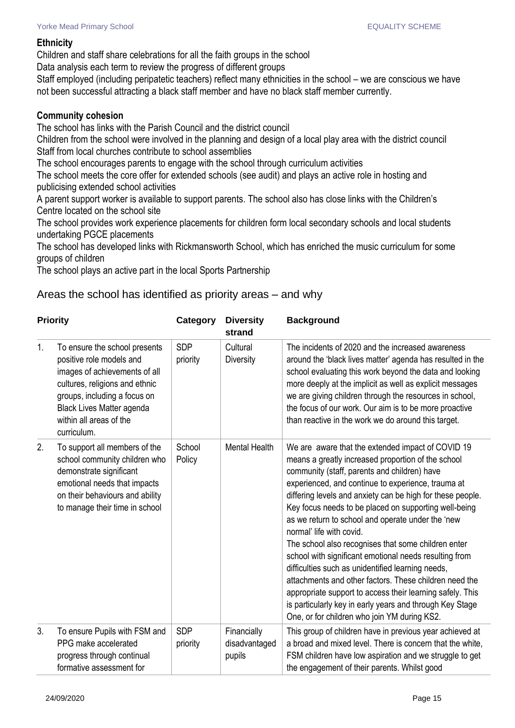### Ethnicity

Children and staff share celebrations for all the faith groups in the school
Data analysis each term to review the progress of different groups
Staff employed (including peripatetic teachers) reflect many ethnicities in the school – we are conscious we have not been successful attracting a black staff member and have no black staff member currently.

### Community cohesion

The school has links with the Parish Council and the district council
Children from the school were involved in the planning and design of a local play area with the district council
Staff from local churches contribute to school assemblies
The school encourages parents to engage with the school through curriculum activities
The school meets the core offer for extended schools (see audit) and plays an active role in hosting and publicising extended school activities
A parent support worker is available to support parents. The school also has close links with the Children's Centre located on the school site
The school provides work experience placements for children form local secondary schools and local students undertaking PGCE placements
The school has developed links with Rickmansworth School, which has enriched the music curriculum for some groups of children
The school plays an active part in the local Sports Partnership

## Areas the school has identified as priority areas – and why

| | Priority | Category | Diversity strand | Background |
|---|---|---|---|---|
| 1. | To ensure the school presents positive role models and images of achievements of all cultures, religions and ethnic groups, including a focus on Black Lives Matter agenda within all areas of the curriculum. | SDP priority | Cultural Diversity | The incidents of 2020 and the increased awareness around the 'black lives matter' agenda has resulted in the school evaluating this work beyond the data and looking more deeply at the implicit as well as explicit messages we are giving children through the resources in school, the focus of our work. Our aim is to be more proactive than reactive in the work we do around this target. |
| 2. | To support all members of the school community children who demonstrate significant emotional needs that impacts on their behaviours and ability to manage their time in school | School Policy | Mental Health | We are aware that the extended impact of COVID 19 means a greatly increased proportion of the school community (staff, parents and children) have experienced, and continue to experience, trauma at differing levels and anxiety can be high for these people. Key focus needs to be placed on supporting well-being as we return to school and operate under the 'new normal' life with covid.<br>The school also recognises that some children enter school with significant emotional needs resulting from difficulties such as unidentified learning needs, attachments and other factors. These children need the appropriate support to access their learning safely. This is particularly key in early years and through Key Stage One, or for children who join YM during KS2. |
| 3. | To ensure Pupils with FSM and PPG make accelerated progress through continual formative assessment for | SDP priority | Financially disadvantaged pupils | This group of children have in previous year achieved at a broad and mixed level. There is concern that the white, FSM children have low aspiration and we struggle to get the engagement of their parents. Whilst good |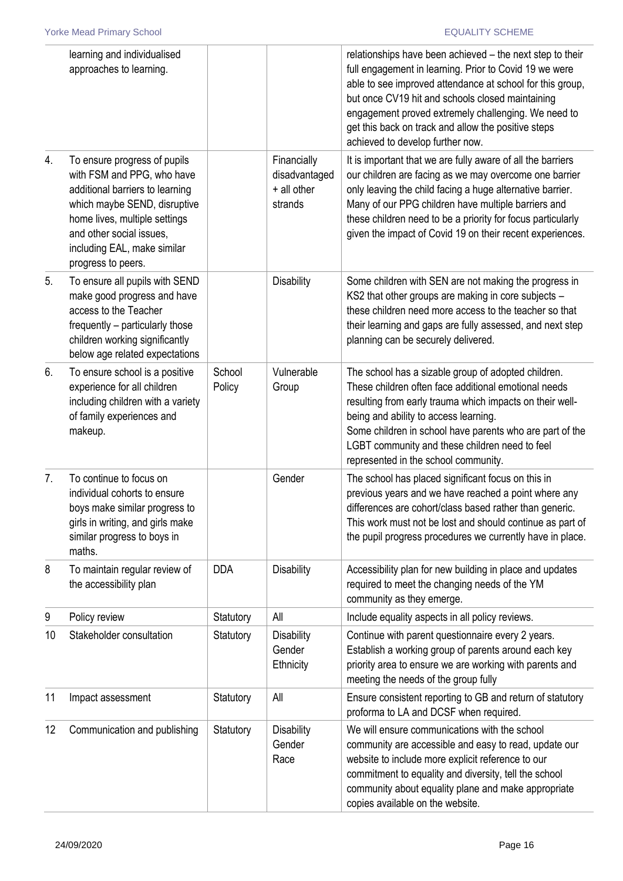| | | | | |
|---|---|---|---|---|
| | learning and individualised approaches to learning. | | | relationships have been achieved – the next step to their full engagement in learning. Prior to Covid 19 we were able to see improved attendance at school for this group, but once CV19 hit and schools closed maintaining engagement proved extremely challenging. We need to get this back on track and allow the positive steps achieved to develop further now. |
| 4. | To ensure progress of pupils with FSM and PPG, who have additional barriers to learning which maybe SEND, disruptive home lives, multiple settings and other social issues, including EAL, make similar progress to peers. | | Financially disadvantaged + all other strands | It is important that we are fully aware of all the barriers our children are facing as we may overcome one barrier only leaving the child facing a huge alternative barrier. Many of our PPG children have multiple barriers and these children need to be a priority for focus particularly given the impact of Covid 19 on their recent experiences. |
| 5. | To ensure all pupils with SEND make good progress and have access to the Teacher frequently – particularly those children working significantly below age related expectations | | Disability | Some children with SEN are not making the progress in KS2 that other groups are making in core subjects – these children need more access to the teacher so that their learning and gaps are fully assessed, and next step planning can be securely delivered. |
| 6. | To ensure school is a positive experience for all children including children with a variety of family experiences and makeup. | School Policy | Vulnerable Group | The school has a sizable group of adopted children. These children often face additional emotional needs resulting from early trauma which impacts on their well-being and ability to access learning.<br>Some children in school have parents who are part of the LGBT community and these children need to feel represented in the school community. |
| 7. | To continue to focus on individual cohorts to ensure boys make similar progress to girls in writing, and girls make similar progress to boys in maths. | | Gender | The school has placed significant focus on this in previous years and we have reached a point where any differences are cohort/class based rather than generic. This work must not be lost and should continue as part of the pupil progress procedures we currently have in place. |
| 8 | To maintain regular review of the accessibility plan | DDA | Disability | Accessibility plan for new building in place and updates required to meet the changing needs of the YM community as they emerge. |
| 9 | Policy review | Statutory | All | Include equality aspects in all policy reviews. |
| 10 | Stakeholder consultation | Statutory | Disability<br>Gender<br>Ethnicity | Continue with parent questionnaire every 2 years. Establish a working group of parents around each key priority area to ensure we are working with parents and meeting the needs of the group fully |
| 11 | Impact assessment | Statutory | All | Ensure consistent reporting to GB and return of statutory proforma to LA and DCSF when required. |
| 12 | Communication and publishing | Statutory | Disability<br>Gender<br>Race | We will ensure communications with the school community are accessible and easy to read, update our website to include more explicit reference to our commitment to equality and diversity, tell the school community about equality plane and make appropriate copies available on the website. |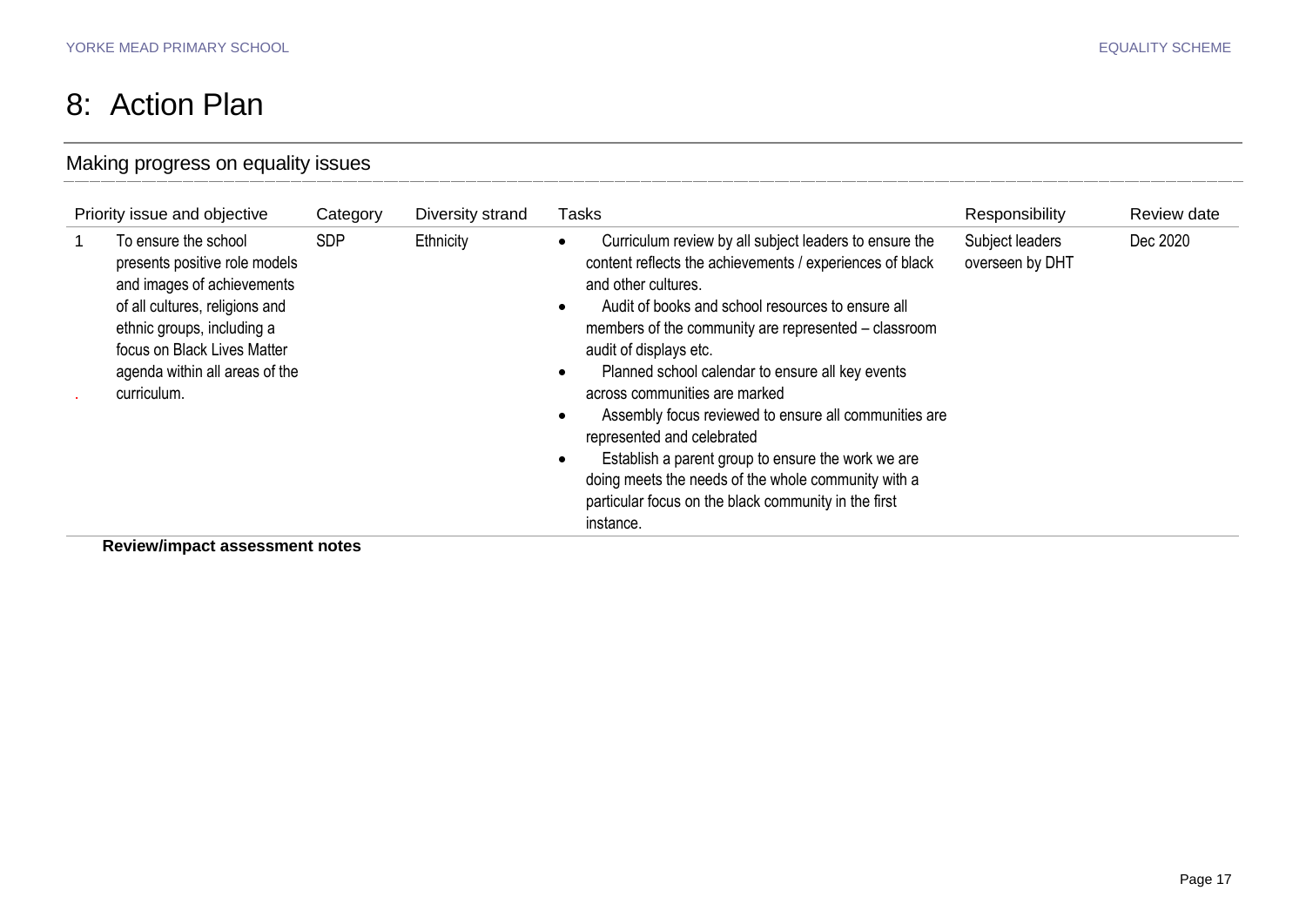# 8: Action Plan

## Making progress on equality issues

| | Priority issue and objective | Category | Diversity strand | Tasks | Responsibility | Review date |
|---|---|---|---|---|---|---|
| 1 | To ensure the school presents positive role models and images of achievements of all cultures, religions and ethnic groups, including a focus on Black Lives Matter agenda within all areas of the curriculum. | SDP | Ethnicity | • Curriculum review by all subject leaders to ensure the content reflects the achievements / experiences of black and other cultures.<br>• Audit of books and school resources to ensure all members of the community are represented – classroom audit of displays etc.<br>• Planned school calendar to ensure all key events across communities are marked<br>• Assembly focus reviewed to ensure all communities are represented and celebrated<br>• Establish a parent group to ensure the work we are doing meets the needs of the whole community with a particular focus on the black community in the first instance. | Subject leaders overseen by DHT | Dec 2020 |

**Review/impact assessment notes**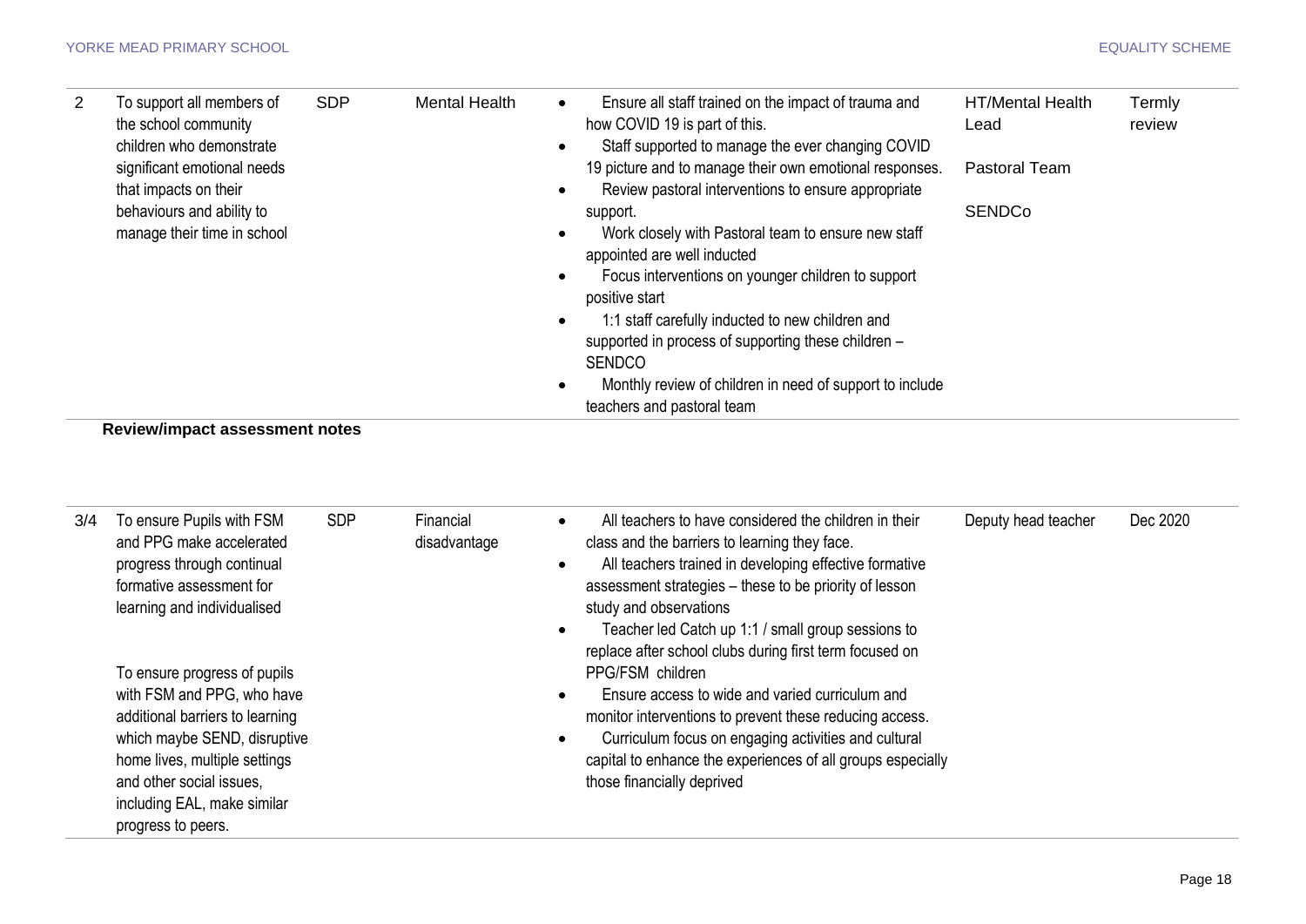| | | | | | | |
|---|---|---|---|---|---|---|
| 2 | To support all members of the school community children who demonstrate significant emotional needs that impacts on their behaviours and ability to manage their time in school | SDP | Mental Health | • Ensure all staff trained on the impact of trauma and how COVID 19 is part of this.<br>• Staff supported to manage the ever changing COVID 19 picture and to manage their own emotional responses.<br>• Review pastoral interventions to ensure appropriate support.<br>• Work closely with Pastoral team to ensure new staff appointed are well inducted<br>• Focus interventions on younger children to support positive start<br>• 1:1 staff carefully inducted to new children and supported in process of supporting these children – SENDCO<br>• Monthly review of children in need of support to include teachers and pastoral team | HT/Mental Health Lead<br><br>Pastoral Team<br><br>SENDCo | Termly review |

**Review/impact assessment notes**

| | | | | | | |
|---|---|---|---|---|---|---|
| 3/4 | To ensure Pupils with FSM and PPG make accelerated progress through continual formative assessment for learning and individualised<br><br>To ensure progress of pupils with FSM and PPG, who have additional barriers to learning which maybe SEND, disruptive home lives, multiple settings and other social issues, including EAL, make similar progress to peers. | SDP | Financial disadvantage | • All teachers to have considered the children in their class and the barriers to learning they face.<br>• All teachers trained in developing effective formative assessment strategies – these to be priority of lesson study and observations<br>• Teacher led Catch up 1:1 / small group sessions to replace after school clubs during first term focused on PPG/FSM children<br>• Ensure access to wide and varied curriculum and monitor interventions to prevent these reducing access.<br>• Curriculum focus on engaging activities and cultural capital to enhance the experiences of all groups especially those financially deprived | Deputy head teacher | Dec 2020 |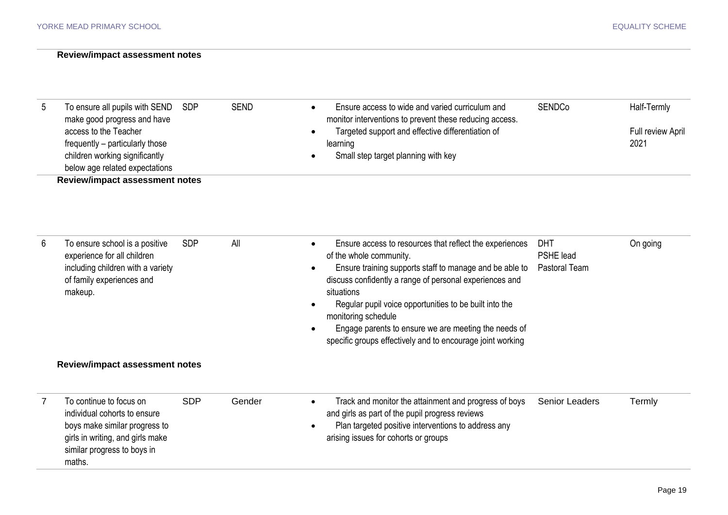**Review/impact assessment notes**

| 5 | To ensure all pupils with SEND make good progress and have access to the Teacher frequently – particularly those children working significantly below age related expectations | SDP | SEND | • Ensure access to wide and varied curriculum and monitor interventions to prevent these reducing access.<br>• Targeted support and effective differentiation of learning<br>• Small step target planning with key | SENDCo | Half-Termly<br><br>Full review April 2021 |
|---|---|---|---|---|---|---|

**Review/impact assessment notes**

| 6 | To ensure school is a positive experience for all children including children with a variety of family experiences and makeup. | SDP | All | • Ensure access to resources that reflect the experiences of the whole community.<br>• Ensure training supports staff to manage and be able to discuss confidently a range of personal experiences and situations<br>• Regular pupil voice opportunities to be built into the monitoring schedule<br>• Engage parents to ensure we are meeting the needs of specific groups effectively and to encourage joint working | DHT<br>PSHE lead<br>Pastoral Team | On going |
|---|---|---|---|---|---|---|

**Review/impact assessment notes**

| 7 | To continue to focus on individual cohorts to ensure boys make similar progress to girls in writing, and girls make similar progress to boys in maths. | SDP | Gender | • Track and monitor the attainment and progress of boys and girls as part of the pupil progress reviews<br>• Plan targeted positive interventions to address any arising issues for cohorts or groups | Senior Leaders | Termly |
|---|---|---|---|---|---|---|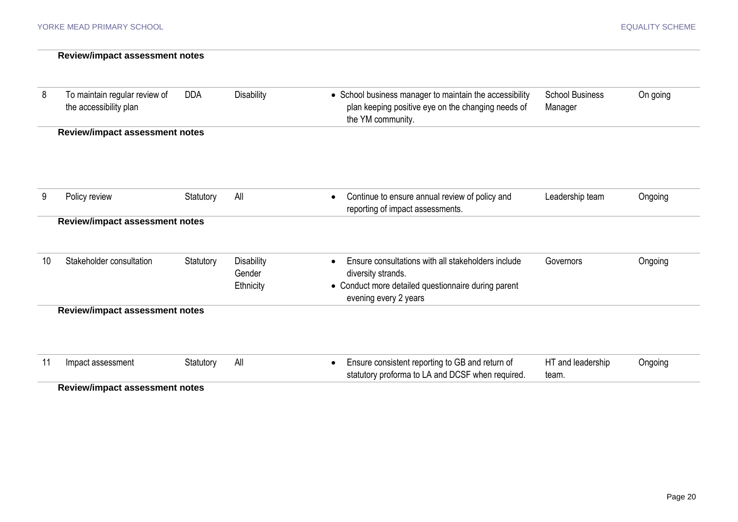**Review/impact assessment notes**

| | | | | | | |
|---|---|---|---|---|---|---|
| 8 | To maintain regular review of the accessibility plan | DDA | Disability | • School business manager to maintain the accessibility plan keeping positive eye on the changing needs of the YM community. | School Business Manager | On going |

**Review/impact assessment notes**

| | | | | | | |
|---|---|---|---|---|---|---|
| 9 | Policy review | Statutory | All | • Continue to ensure annual review of policy and reporting of impact assessments. | Leadership team | Ongoing |

**Review/impact assessment notes**

| | | | | | | |
|---|---|---|---|---|---|---|
| 10 | Stakeholder consultation | Statutory | Disability<br>Gender<br>Ethnicity | • Ensure consultations with all stakeholders include diversity strands.<br>• Conduct more detailed questionnaire during parent evening every 2 years | Governors | Ongoing |

**Review/impact assessment notes**

| | | | | | | |
|---|---|---|---|---|---|---|
| 11 | Impact assessment | Statutory | All | • Ensure consistent reporting to GB and return of statutory proforma to LA and DCSF when required. | HT and leadership team. | Ongoing |

**Review/impact assessment notes**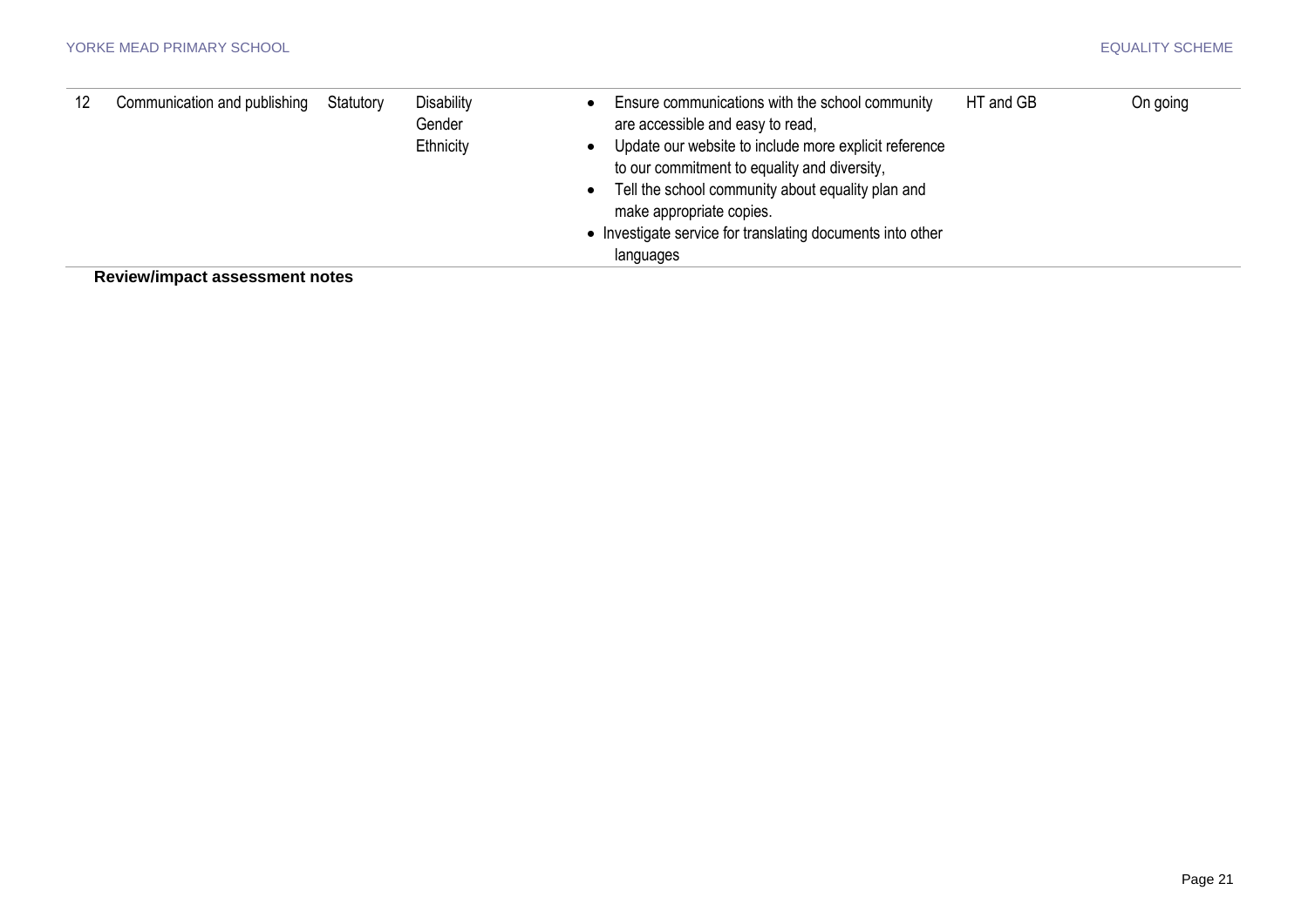| | | | | | | |
|---|---|---|---|---|---|---|
| 12 | Communication and publishing | Statutory | Disability<br>Gender<br>Ethnicity | • Ensure communications with the school community are accessible and easy to read,<br>• Update our website to include more explicit reference to our commitment to equality and diversity,<br>• Tell the school community about equality plan and make appropriate copies.<br>• Investigate service for translating documents into other languages | HT and GB | On going |

**Review/impact assessment notes**